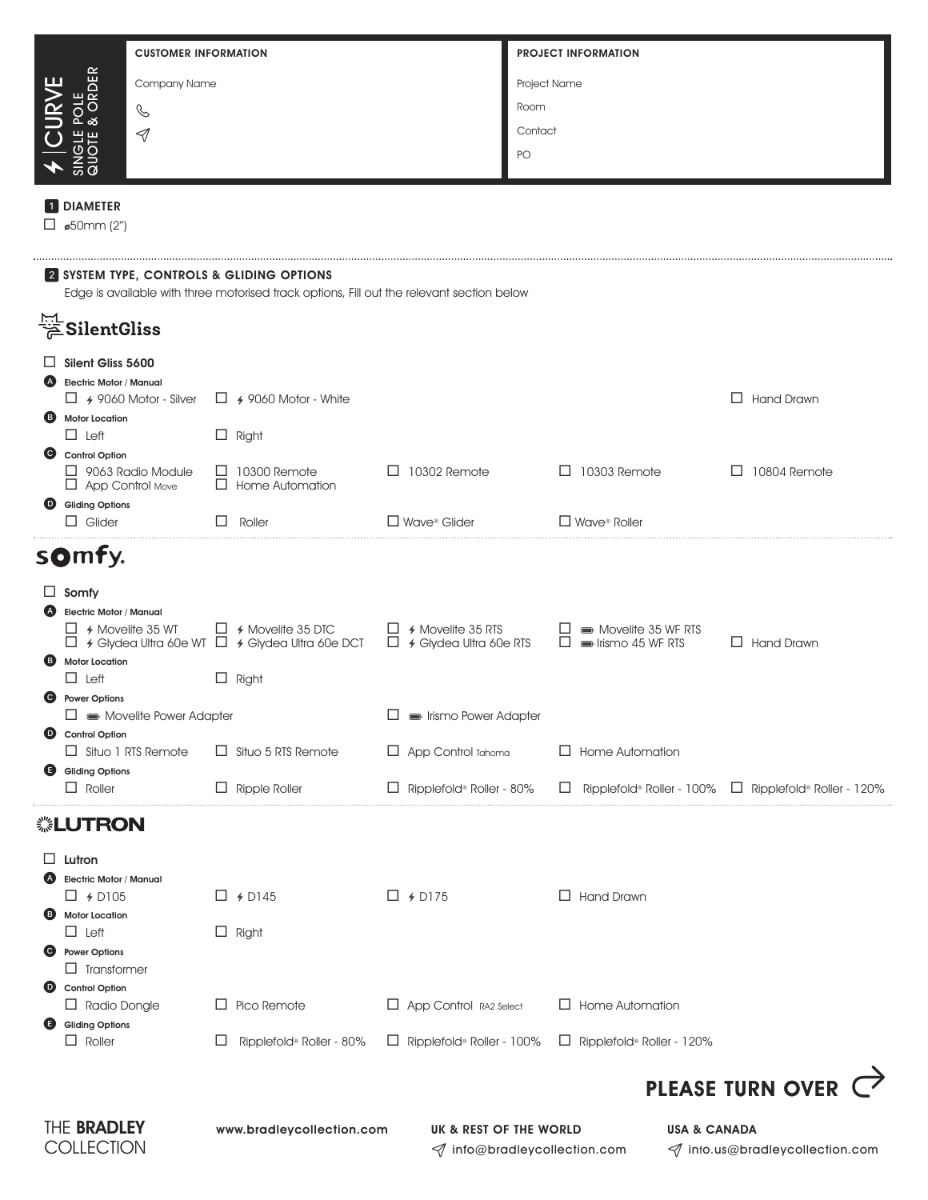# CURVE SINGLE POLE QUOTE & ORDER

| CUSTOMER INFORMATION | PROJECT INFORMATION |
|---|---|
| Company Name | Project Name |
| ☏ | Room |
| ✉ | Contact |
| | PO |

## 1 DIAMETER

☐ ⌀50mm (2")

## 2 SYSTEM TYPE, CONTROLS & GLIDING OPTIONS

Edge is available with three motorised track options, Fill out the relevant section below

### SilentGliss

☐ **Silent Gliss 5600**

**A Electric Motor / Manual**

☐ 9060 Motor - Silver ☐ 9060 Motor - White ☐ Hand Drawn

**B Motor Location**

☐ Left ☐ Right

**C Control Option**

☐ 9063 Radio Module ☐ App Control Move ☐ 10300 Remote ☐ Home Automation ☐ 10302 Remote ☐ 10303 Remote ☐ 10804 Remote

**D Gliding Options**

☐ Glider ☐ Roller ☐ Wave® Glider ☐ Wave® Roller

### somfy.

☐ **Somfy**

**A Electric Motor / Manual**

☐ Movelite 35 WT ☐ Glydea Ultra 60e WT ☐ Movelite 35 DTC ☐ Glydea Ultra 60e DCT ☐ Movelite 35 RTS ☐ Glydea Ultra 60e RTS ☐ Movelite 35 WF RTS ☐ Irismo 45 WF RTS ☐ Hand Drawn

**B Motor Location**

☐ Left ☐ Right

**C Power Options**

☐ Movelite Power Adapter ☐ Irismo Power Adapter

**D Control Option**

☐ Situo 1 RTS Remote ☐ Situo 5 RTS Remote ☐ App Control Tahoma ☐ Home Automation

**E Gliding Options**

☐ Roller ☐ Ripple Roller ☐ Ripplefold® Roller - 80% ☐ Ripplefold® Roller - 100% ☐ Ripplefold® Roller - 120%

### LUTRON

☐ **Lutron**

**A Electric Motor / Manual**

☐ D105 ☐ D145 ☐ D175 ☐ Hand Drawn

**B Motor Location**

☐ Left ☐ Right

**C Power Options**

☐ Transformer

**D Control Option**

☐ Radio Dongle ☐ Pico Remote ☐ App Control RA2 Select ☐ Home Automation

**E Gliding Options**

☐ Roller ☐ Ripplefold® Roller - 80% ☐ Ripplefold® Roller - 100% ☐ Ripplefold® Roller - 120%

**PLEASE TURN OVER**

THE BRADLEY COLLECTION

www.bradleycollection.com

UK & REST OF THE WORLD
info@bradleycollection.com

USA & CANADA
info.us@bradleycollection.com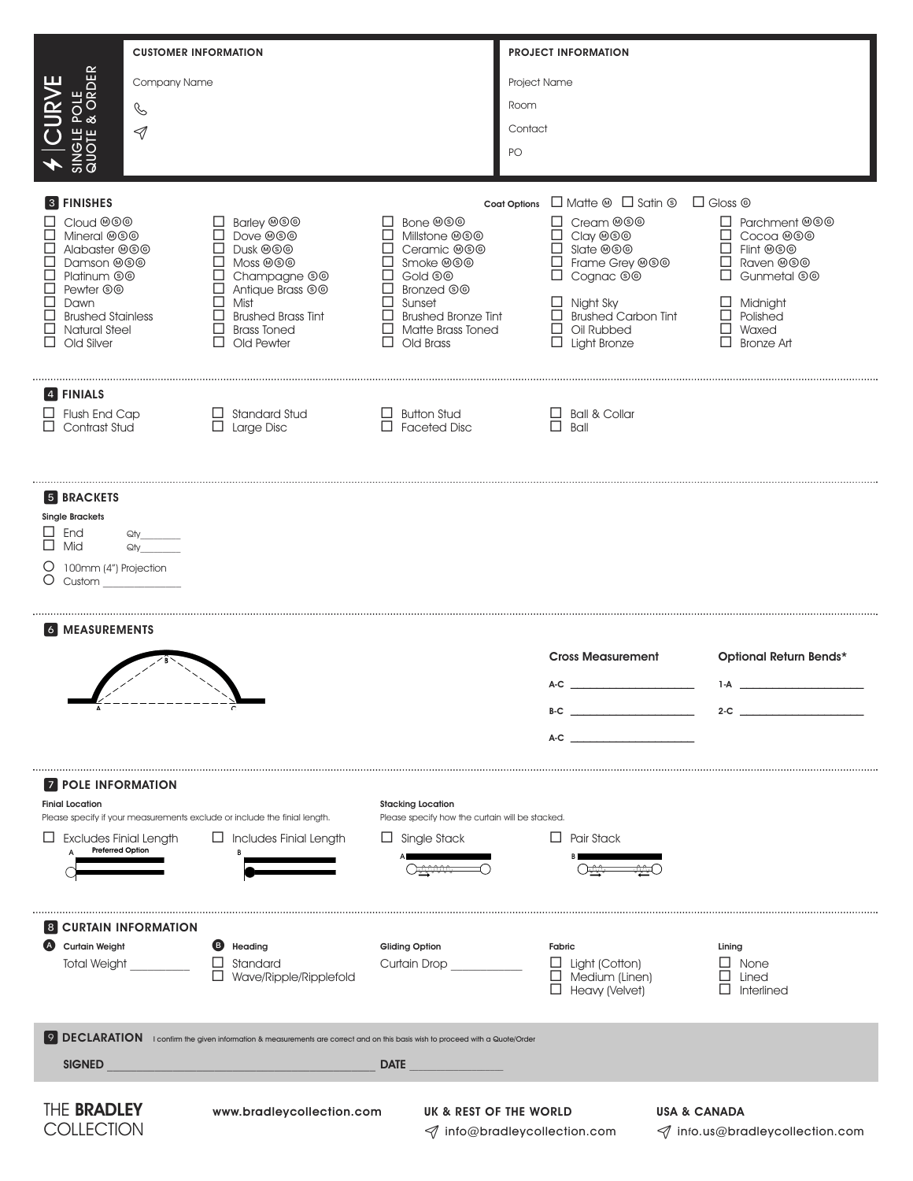# CURVE

SINGLE POLE QUOTE & ORDER

**CUSTOMER INFORMATION**

Company Name

**PROJECT INFORMATION**

Project Name

Room

Contact

PO

## 3 FINISHES

**Coat Options** ☐ Matte Ⓜ ☐ Satin Ⓢ ☐ Gloss Ⓖ

| | | | | |
|---|---|---|---|---|
| ☐ Cloud ⓂⓈⒼ | ☐ Barley ⓂⓈⒼ | ☐ Bone ⓂⓈⒼ | ☐ Cream ⓂⓈⒼ | ☐ Parchment ⓂⓈⒼ |
| ☐ Mineral ⓂⓈⒼ | ☐ Dove ⓂⓈⒼ | ☐ Millstone ⓂⓈⒼ | ☐ Clay ⓂⓈⒼ | ☐ Cocoa ⓂⓈⒼ |
| ☐ Alabaster ⓂⓈⒼ | ☐ Dusk ⓂⓈⒼ | ☐ Ceramic ⓂⓈⒼ | ☐ Slate ⓂⓈⒼ | ☐ Flint ⓂⓈⒼ |
| ☐ Damson ⓂⓈⒼ | ☐ Moss ⓂⓈⒼ | ☐ Smoke ⓂⓈⒼ | ☐ Frame Grey ⓂⓈⒼ | ☐ Raven ⓂⓈⒼ |
| ☐ Platinum ⓈⒼ | ☐ Champagne ⓈⒼ | ☐ Gold ⓈⒼ | ☐ Cognac ⓈⒼ | ☐ Gunmetal ⓈⒼ |
| ☐ Pewter ⓈⒼ | ☐ Antique Brass ⓈⒼ | ☐ Bronzed ⓈⒼ | | |
| ☐ Dawn | ☐ Mist | ☐ Sunset | ☐ Night Sky | ☐ Midnight |
| ☐ Brushed Stainless | ☐ Brushed Brass Tint | ☐ Brushed Bronze Tint | ☐ Brushed Carbon Tint | ☐ Polished |
| ☐ Natural Steel | ☐ Brass Toned | ☐ Matte Brass Toned | ☐ Oil Rubbed | ☐ Waxed |
| ☐ Old Silver | ☐ Old Pewter | ☐ Old Brass | ☐ Light Bronze | ☐ Bronze Art |

## 4 FINIALS

| | | | |
|---|---|---|---|
| ☐ Flush End Cap | ☐ Standard Stud | ☐ Button Stud | ☐ Ball & Collar |
| ☐ Contrast Stud | ☐ Large Disc | ☐ Faceted Disc | ☐ Ball |

## 5 BRACKETS

**Single Brackets**

☐ End Qty________

☐ Mid Qty________

○ 100mm (4") Projection

○ Custom _______________

## 6 MEASUREMENTS

B

A C

**Cross Measurement**

A-C ________________________

B-C ________________________

A-C ________________________

**Optional Return Bends***

1-A ________________________

2-C ________________________

## 7 POLE INFORMATION

**Finial Location**

Please specify if your measurements exclude or include the finial length.

☐ Excludes Finial Length — A — **Preferred Option**

☐ Includes Finial Length — B

**Stacking Location**

Please specify how the curtain will be stacked.

☐ Single Stack — A

☐ Pair Stack — B

## 8 CURTAIN INFORMATION

**A Curtain Weight**

Total Weight __________

**B Heading**

☐ Standard

☐ Wave/Ripple/Ripplefold

**Gliding Option**

Curtain Drop ____________

**Fabric**

☐ Light (Cotton)

☐ Medium (Linen)

☐ Heavy (Velvet)

**Lining**

☐ None

☐ Lined

☐ Interlined

## 9 DECLARATION

I confirm the given information & measurements are correct and on this basis wish to proceed with a Quote/Order

**SIGNED** ______________________________________________ **DATE** ________________

THE **BRADLEY** COLLECTION

www.bradleycollection.com

**UK & REST OF THE WORLD**
info@bradleycollection.com

**USA & CANADA**
info.us@bradleycollection.com